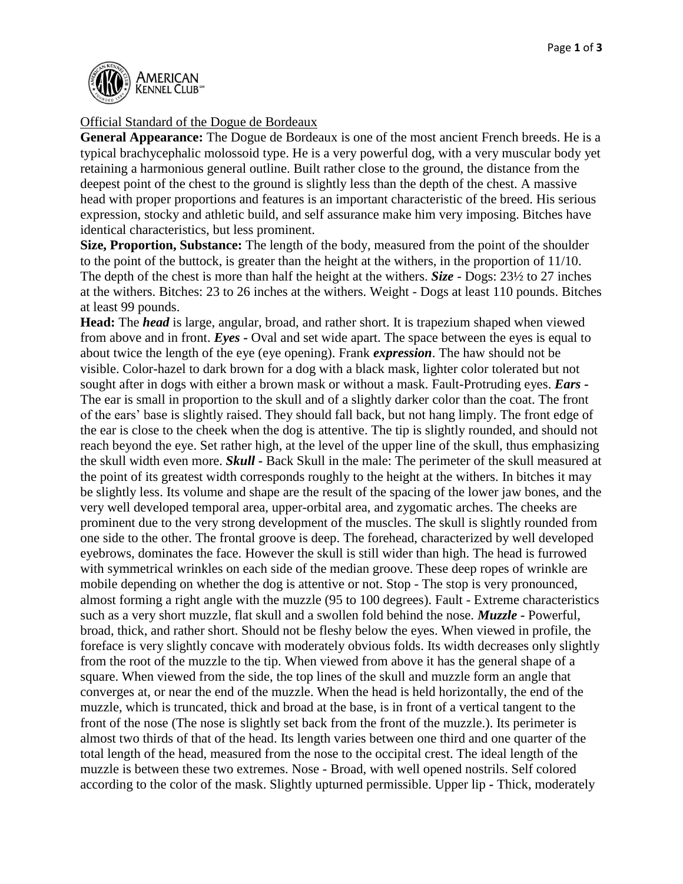Official Standard of the Dogue de Bordeaux

**General Appearance:** The Dogue de Bordeaux is one of the most ancient French breeds. He is a typical brachycephalic molossoid type. He is a very powerful dog, with a very muscular body yet retaining a harmonious general outline. Built rather close to the ground, the distance from the deepest point of the chest to the ground is slightly less than the depth of the chest. A massive head with proper proportions and features is an important characteristic of the breed. His serious expression, stocky and athletic build, and self assurance make him very imposing. Bitches have identical characteristics, but less prominent.

**Size, Proportion, Substance:** The length of the body, measured from the point of the shoulder to the point of the buttock, is greater than the height at the withers, in the proportion of 11/10. The depth of the chest is more than half the height at the withers. ***Size*** - Dogs: 23½ to 27 inches at the withers. Bitches: 23 to 26 inches at the withers. Weight - Dogs at least 110 pounds. Bitches at least 99 pounds.

**Head:** The ***head*** is large, angular, broad, and rather short. It is trapezium shaped when viewed from above and in front. ***Eyes*** **-** Oval and set wide apart. The space between the eyes is equal to about twice the length of the eye (eye opening). Frank ***expression***. The haw should not be visible. Color-hazel to dark brown for a dog with a black mask, lighter color tolerated but not sought after in dogs with either a brown mask or without a mask. Fault-Protruding eyes. ***Ears*** **-** The ear is small in proportion to the skull and of a slightly darker color than the coat. The front of the ears' base is slightly raised. They should fall back, but not hang limply. The front edge of the ear is close to the cheek when the dog is attentive. The tip is slightly rounded, and should not reach beyond the eye. Set rather high, at the level of the upper line of the skull, thus emphasizing the skull width even more. ***Skull*** **-** Back Skull in the male: The perimeter of the skull measured at the point of its greatest width corresponds roughly to the height at the withers. In bitches it may be slightly less. Its volume and shape are the result of the spacing of the lower jaw bones, and the very well developed temporal area, upper-orbital area, and zygomatic arches. The cheeks are prominent due to the very strong development of the muscles. The skull is slightly rounded from one side to the other. The frontal groove is deep. The forehead, characterized by well developed eyebrows, dominates the face. However the skull is still wider than high. The head is furrowed with symmetrical wrinkles on each side of the median groove. These deep ropes of wrinkle are mobile depending on whether the dog is attentive or not. Stop - The stop is very pronounced, almost forming a right angle with the muzzle (95 to 100 degrees). Fault - Extreme characteristics such as a very short muzzle, flat skull and a swollen fold behind the nose. ***Muzzle*** **-** Powerful, broad, thick, and rather short. Should not be fleshy below the eyes. When viewed in profile, the foreface is very slightly concave with moderately obvious folds. Its width decreases only slightly from the root of the muzzle to the tip. When viewed from above it has the general shape of a square. When viewed from the side, the top lines of the skull and muzzle form an angle that converges at, or near the end of the muzzle. When the head is held horizontally, the end of the muzzle, which is truncated, thick and broad at the base, is in front of a vertical tangent to the front of the nose (The nose is slightly set back from the front of the muzzle.). Its perimeter is almost two thirds of that of the head. Its length varies between one third and one quarter of the total length of the head, measured from the nose to the occipital crest. The ideal length of the muzzle is between these two extremes. Nose - Broad, with well opened nostrils. Self colored according to the color of the mask. Slightly upturned permissible. Upper lip **-** Thick, moderately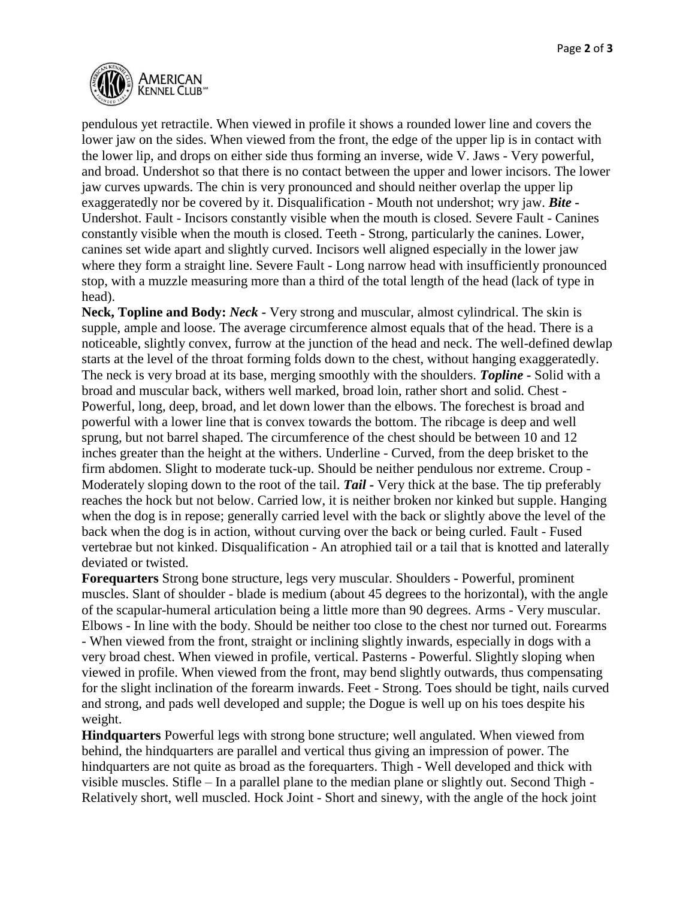pendulous yet retractile. When viewed in profile it shows a rounded lower line and covers the lower jaw on the sides. When viewed from the front, the edge of the upper lip is in contact with the lower lip, and drops on either side thus forming an inverse, wide V. Jaws - Very powerful, and broad. Undershot so that there is no contact between the upper and lower incisors. The lower jaw curves upwards. The chin is very pronounced and should neither overlap the upper lip exaggeratedly nor be covered by it. Disqualification - Mouth not undershot; wry jaw. ***Bite -*** Undershot. Fault - Incisors constantly visible when the mouth is closed. Severe Fault - Canines constantly visible when the mouth is closed. Teeth - Strong, particularly the canines. Lower, canines set wide apart and slightly curved. Incisors well aligned especially in the lower jaw where they form a straight line. Severe Fault - Long narrow head with insufficiently pronounced stop, with a muzzle measuring more than a third of the total length of the head (lack of type in head).

**Neck, Topline and Body:** ***Neck -*** Very strong and muscular, almost cylindrical. The skin is supple, ample and loose. The average circumference almost equals that of the head. There is a noticeable, slightly convex, furrow at the junction of the head and neck. The well-defined dewlap starts at the level of the throat forming folds down to the chest, without hanging exaggeratedly. The neck is very broad at its base, merging smoothly with the shoulders. ***Topline -*** Solid with a broad and muscular back, withers well marked, broad loin, rather short and solid. Chest - Powerful, long, deep, broad, and let down lower than the elbows. The forechest is broad and powerful with a lower line that is convex towards the bottom. The ribcage is deep and well sprung, but not barrel shaped. The circumference of the chest should be between 10 and 12 inches greater than the height at the withers. Underline - Curved, from the deep brisket to the firm abdomen. Slight to moderate tuck-up. Should be neither pendulous nor extreme. Croup - Moderately sloping down to the root of the tail. ***Tail -*** Very thick at the base. The tip preferably reaches the hock but not below. Carried low, it is neither broken nor kinked but supple. Hanging when the dog is in repose; generally carried level with the back or slightly above the level of the back when the dog is in action, without curving over the back or being curled. Fault - Fused vertebrae but not kinked. Disqualification - An atrophied tail or a tail that is knotted and laterally deviated or twisted.

**Forequarters** Strong bone structure, legs very muscular. Shoulders - Powerful, prominent muscles. Slant of shoulder - blade is medium (about 45 degrees to the horizontal), with the angle of the scapular-humeral articulation being a little more than 90 degrees. Arms - Very muscular. Elbows - In line with the body. Should be neither too close to the chest nor turned out. Forearms - When viewed from the front, straight or inclining slightly inwards, especially in dogs with a very broad chest. When viewed in profile, vertical. Pasterns - Powerful. Slightly sloping when viewed in profile. When viewed from the front, may bend slightly outwards, thus compensating for the slight inclination of the forearm inwards. Feet - Strong. Toes should be tight, nails curved and strong, and pads well developed and supple; the Dogue is well up on his toes despite his weight.

**Hindquarters** Powerful legs with strong bone structure; well angulated. When viewed from behind, the hindquarters are parallel and vertical thus giving an impression of power. The hindquarters are not quite as broad as the forequarters. Thigh - Well developed and thick with visible muscles. Stifle – In a parallel plane to the median plane or slightly out. Second Thigh - Relatively short, well muscled. Hock Joint - Short and sinewy, with the angle of the hock joint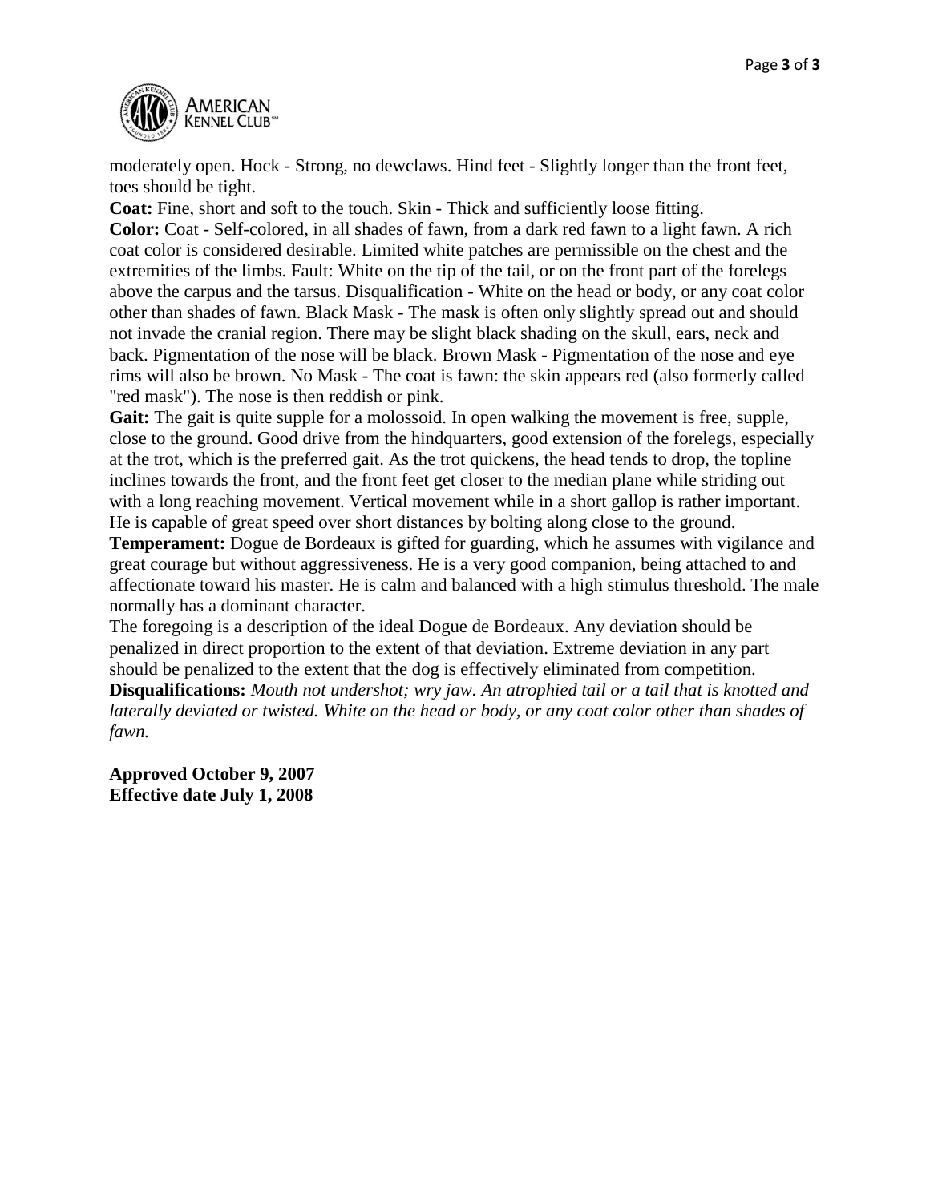moderately open. Hock - Strong, no dewclaws. Hind feet - Slightly longer than the front feet, toes should be tight.

**Coat:** Fine, short and soft to the touch. Skin - Thick and sufficiently loose fitting.

**Color:** Coat - Self-colored, in all shades of fawn, from a dark red fawn to a light fawn. A rich coat color is considered desirable. Limited white patches are permissible on the chest and the extremities of the limbs. Fault: White on the tip of the tail, or on the front part of the forelegs above the carpus and the tarsus. Disqualification - White on the head or body, or any coat color other than shades of fawn. Black Mask - The mask is often only slightly spread out and should not invade the cranial region. There may be slight black shading on the skull, ears, neck and back. Pigmentation of the nose will be black. Brown Mask - Pigmentation of the nose and eye rims will also be brown. No Mask - The coat is fawn: the skin appears red (also formerly called "red mask"). The nose is then reddish or pink.

**Gait:** The gait is quite supple for a molossoid. In open walking the movement is free, supple, close to the ground. Good drive from the hindquarters, good extension of the forelegs, especially at the trot, which is the preferred gait. As the trot quickens, the head tends to drop, the topline inclines towards the front, and the front feet get closer to the median plane while striding out with a long reaching movement. Vertical movement while in a short gallop is rather important. He is capable of great speed over short distances by bolting along close to the ground.

**Temperament:** Dogue de Bordeaux is gifted for guarding, which he assumes with vigilance and great courage but without aggressiveness. He is a very good companion, being attached to and affectionate toward his master. He is calm and balanced with a high stimulus threshold. The male normally has a dominant character.

The foregoing is a description of the ideal Dogue de Bordeaux. Any deviation should be penalized in direct proportion to the extent of that deviation. Extreme deviation in any part should be penalized to the extent that the dog is effectively eliminated from competition.

**Disqualifications:** *Mouth not undershot; wry jaw. An atrophied tail or a tail that is knotted and laterally deviated or twisted. White on the head or body, or any coat color other than shades of fawn.*

**Approved October 9, 2007**
**Effective date July 1, 2008**